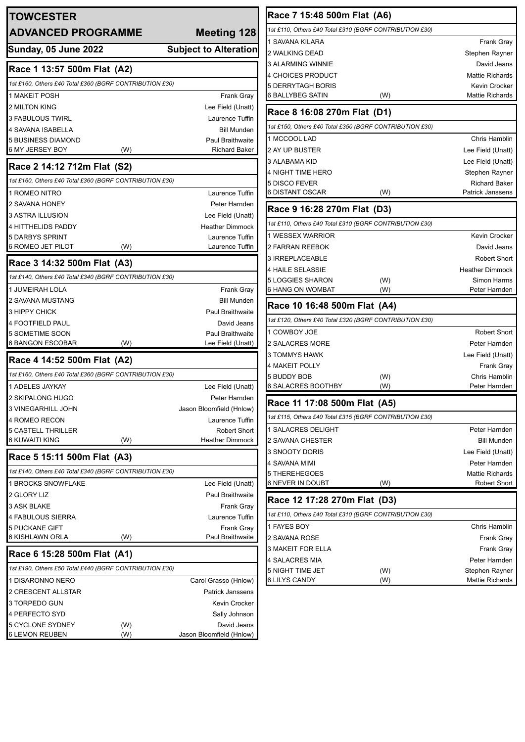# TOWCESTER

## ADVANCED PROGRAMME — Meeting 128

**Sunday, 05 June 2022** — **Subject to Alteration**

### Race 1 13:57 500m Flat (A2)

*1st £160, Others £40 Total £360 (BGRF CONTRIBUTION £30)*

| Trap | Greyhound | | Trainer |
|---|---|---|---|
| 1 | MAKEIT POSH | | Frank Gray |
| 2 | MILTON KING | | Lee Field (Unatt) |
| 3 | FABULOUS TWIRL | | Laurence Tuffin |
| 4 | SAVANA ISABELLA | | Bill Munden |
| 5 | BUSINESS DIAMOND | | Paul Braithwaite |
| 6 | MY JERSEY BOY | (W) | Richard Baker |

### Race 2 14:12 712m Flat (S2)

*1st £160, Others £40 Total £360 (BGRF CONTRIBUTION £30)*

| Trap | Greyhound | | Trainer |
|---|---|---|---|
| 1 | ROMEO NITRO | | Laurence Tuffin |
| 2 | SAVANA HONEY | | Peter Harnden |
| 3 | ASTRA ILLUSION | | Lee Field (Unatt) |
| 4 | HITTHELIDS PADDY | | Heather Dimmock |
| 5 | DARBYS SPRINT | | Laurence Tuffin |
| 6 | ROMEO JET PILOT | (W) | Laurence Tuffin |

### Race 3 14:32 500m Flat (A3)

*1st £140, Others £40 Total £340 (BGRF CONTRIBUTION £30)*

| Trap | Greyhound | | Trainer |
|---|---|---|---|
| 1 | JUMEIRAH LOLA | | Frank Gray |
| 2 | SAVANA MUSTANG | | Bill Munden |
| 3 | HIPPY CHICK | | Paul Braithwaite |
| 4 | FOOTFIELD PAUL | | David Jeans |
| 5 | SOMETIME SOON | | Paul Braithwaite |
| 6 | BANGON ESCOBAR | (W) | Lee Field (Unatt) |

### Race 4 14:52 500m Flat (A2)

*1st £160, Others £40 Total £360 (BGRF CONTRIBUTION £30)*

| Trap | Greyhound | | Trainer |
|---|---|---|---|
| 1 | ADELES JAYKAY | | Lee Field (Unatt) |
| 2 | SKIPALONG HUGO | | Peter Harnden |
| 3 | VINEGARHILL JOHN | | Jason Bloomfield (Hnlow) |
| 4 | ROMEO RECON | | Laurence Tuffin |
| 5 | CASTELL THRILLER | | Robert Short |
| 6 | KUWAITI KING | (W) | Heather Dimmock |

### Race 5 15:11 500m Flat (A3)

*1st £140, Others £40 Total £340 (BGRF CONTRIBUTION £30)*

| Trap | Greyhound | | Trainer |
|---|---|---|---|
| 1 | BROCKS SNOWFLAKE | | Lee Field (Unatt) |
| 2 | GLORY LIZ | | Paul Braithwaite |
| 3 | ASK BLAKE | | Frank Gray |
| 4 | FABULOUS SIERRA | | Laurence Tuffin |
| 5 | PUCKANE GIFT | | Frank Gray |
| 6 | KISHLAWN ORLA | (W) | Paul Braithwaite |

### Race 6 15:28 500m Flat (A1)

*1st £190, Others £50 Total £440 (BGRF CONTRIBUTION £30)*

| Trap | Greyhound | | Trainer |
|---|---|---|---|
| 1 | DISARONNO NERO | | Carol Grasso (Hnlow) |
| 2 | CRESCENT ALLSTAR | | Patrick Janssens |
| 3 | TORPEDO GUN | | Kevin Crocker |
| 4 | PERFECTO SYD | | Sally Johnson |
| 5 | CYCLONE SYDNEY | (W) | David Jeans |
| 6 | LEMON REUBEN | (W) | Jason Bloomfield (Hnlow) |

### Race 7 15:48 500m Flat (A6)

*1st £110, Others £40 Total £310 (BGRF CONTRIBUTION £30)*

| Trap | Greyhound | | Trainer |
|---|---|---|---|
| 1 | SAVANA KILARA | | Frank Gray |
| 2 | WALKING DEAD | | Stephen Rayner |
| 3 | ALARMING WINNIE | | David Jeans |
| 4 | CHOICES PRODUCT | | Mattie Richards |
| 5 | DERRYTAGH BORIS | | Kevin Crocker |
| 6 | BALLYBEG SATIN | (W) | Mattie Richards |

### Race 8 16:08 270m Flat (D1)

*1st £150, Others £40 Total £350 (BGRF CONTRIBUTION £30)*

| Trap | Greyhound | | Trainer |
|---|---|---|---|
| 1 | MCCOOL LAD | | Chris Hamblin |
| 2 | AY UP BUSTER | | Lee Field (Unatt) |
| 3 | ALABAMA KID | | Lee Field (Unatt) |
| 4 | NIGHT TIME HERO | | Stephen Rayner |
| 5 | DISCO FEVER | | Richard Baker |
| 6 | DISTANT OSCAR | (W) | Patrick Janssens |

### Race 9 16:28 270m Flat (D3)

*1st £110, Others £40 Total £310 (BGRF CONTRIBUTION £30)*

| Trap | Greyhound | | Trainer |
|---|---|---|---|
| 1 | WESSEX WARRIOR | | Kevin Crocker |
| 2 | FARRAN REEBOK | | David Jeans |
| 3 | IRREPLACEABLE | | Robert Short |
| 4 | HAILE SELASSIE | | Heather Dimmock |
| 5 | LOGGIES SHARON | (W) | Simon Harms |
| 6 | HANG ON WOMBAT | (W) | Peter Harnden |

### Race 10 16:48 500m Flat (A4)

*1st £120, Others £40 Total £320 (BGRF CONTRIBUTION £30)*

| Trap | Greyhound | | Trainer |
|---|---|---|---|
| 1 | COWBOY JOE | | Robert Short |
| 2 | SALACRES MORE | | Peter Harnden |
| 3 | TOMMYS HAWK | | Lee Field (Unatt) |
| 4 | MAKEIT POLLY | | Frank Gray |
| 5 | BUDDY BOB | (W) | Chris Hamblin |
| 6 | SALACRES BOOTHBY | (W) | Peter Harnden |

### Race 11 17:08 500m Flat (A5)

*1st £115, Others £40 Total £315 (BGRF CONTRIBUTION £30)*

| Trap | Greyhound | | Trainer |
|---|---|---|---|
| 1 | SALACRES DELIGHT | | Peter Harnden |
| 2 | SAVANA CHESTER | | Bill Munden |
| 3 | SNOOTY DORIS | | Lee Field (Unatt) |
| 4 | SAVANA MIMI | | Peter Harnden |
| 5 | THEREHEGOES | | Mattie Richards |
| 6 | NEVER IN DOUBT | (W) | Robert Short |

### Race 12 17:28 270m Flat (D3)

*1st £110, Others £40 Total £310 (BGRF CONTRIBUTION £30)*

| Trap | Greyhound | | Trainer |
|---|---|---|---|
| 1 | FAYES BOY | | Chris Hamblin |
| 2 | SAVANA ROSE | | Frank Gray |
| 3 | MAKEIT FOR ELLA | | Frank Gray |
| 4 | SALACRES MIA | | Peter Harnden |
| 5 | NIGHT TIME JET | (W) | Stephen Rayner |
| 6 | LILYS CANDY | (W) | Mattie Richards |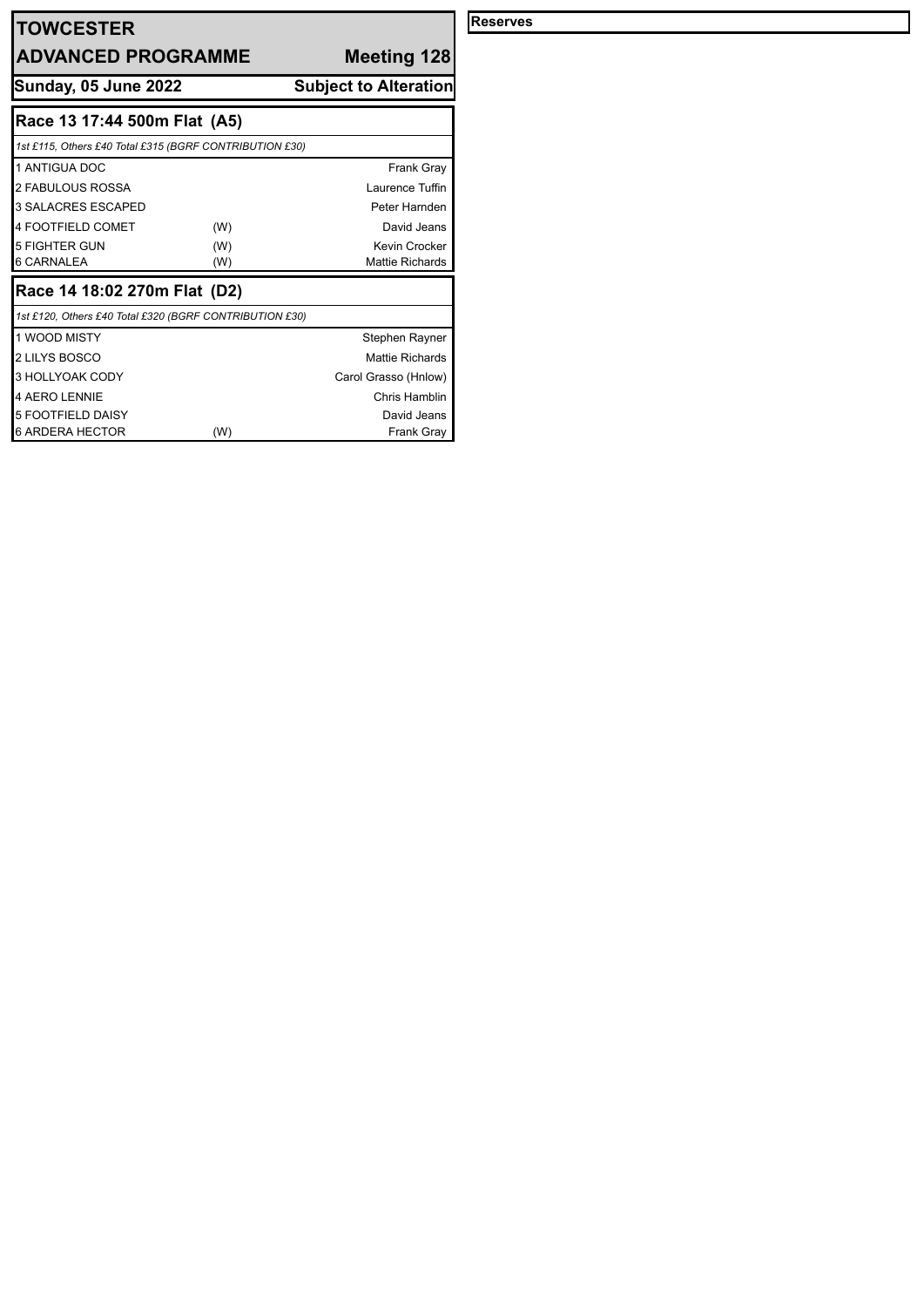# TOWCESTER

## ADVANCED PROGRAMME — Meeting 128

**Sunday, 05 June 2022** — **Subject to Alteration**

### Race 13 17:44 500m Flat (A5)

*1st £115, Others £40 Total £315 (BGRF CONTRIBUTION £30)*

| | | |
|---|---|---|
| 1 ANTIGUA DOC | | Frank Gray |
| 2 FABULOUS ROSSA | | Laurence Tuffin |
| 3 SALACRES ESCAPED | | Peter Harnden |
| 4 FOOTFIELD COMET | (W) | David Jeans |
| 5 FIGHTER GUN | (W) | Kevin Crocker |
| 6 CARNALEA | (W) | Mattie Richards |

### Race 14 18:02 270m Flat (D2)

*1st £120, Others £40 Total £320 (BGRF CONTRIBUTION £30)*

| | | |
|---|---|---|
| 1 WOOD MISTY | | Stephen Rayner |
| 2 LILYS BOSCO | | Mattie Richards |
| 3 HOLLYOAK CODY | | Carol Grasso (Hnlow) |
| 4 AERO LENNIE | | Chris Hamblin |
| 5 FOOTFIELD DAISY | | David Jeans |
| 6 ARDERA HECTOR | (W) | Frank Gray |

**Reserves**